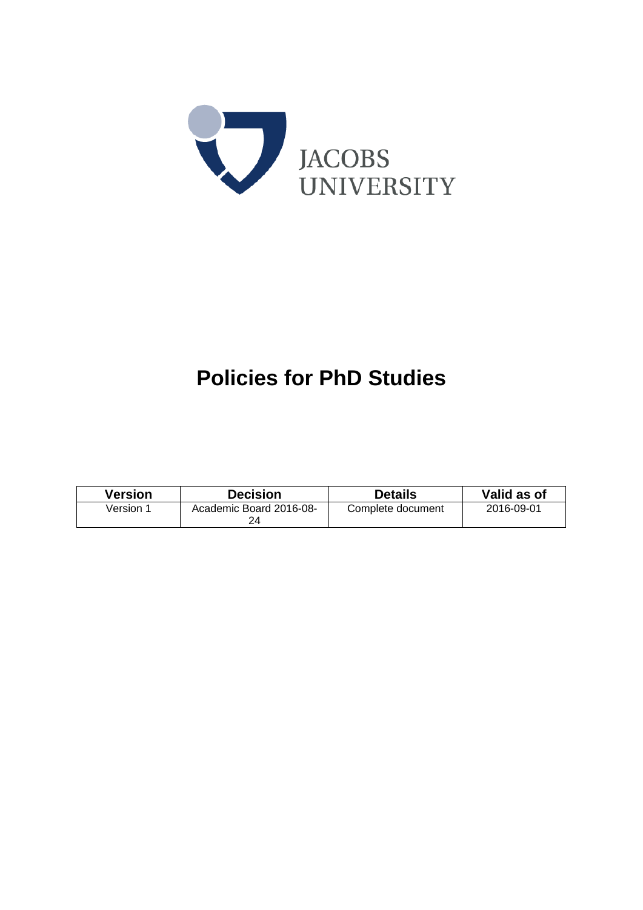JACOBS UNIVERSITY

# Policies for PhD Studies

| Version | Decision | Details | Valid as of |
|---|---|---|---|
| Version 1 | Academic Board 2016-08-24 | Complete document | 2016-09-01 |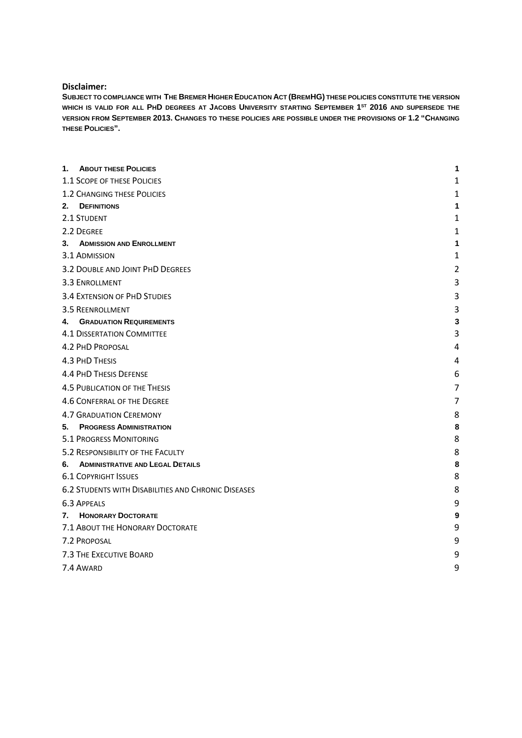**Disclaimer:**

**SUBJECT TO COMPLIANCE WITH THE BREMER HIGHER EDUCATION ACT (BREMHG) THESE POLICIES CONSTITUTE THE VERSION WHICH IS VALID FOR ALL PHD DEGREES AT JACOBS UNIVERSITY STARTING SEPTEMBER 1ST 2016 AND SUPERSEDE THE VERSION FROM SEPTEMBER 2013. CHANGES TO THESE POLICIES ARE POSSIBLE UNDER THE PROVISIONS OF 1.2 "CHANGING THESE POLICIES".**

| | |
|---|---|
| **1. ABOUT THESE POLICIES** | **1** |
| 1.1 SCOPE OF THESE POLICIES | 1 |
| 1.2 CHANGING THESE POLICIES | 1 |
| **2. DEFINITIONS** | **1** |
| 2.1 STUDENT | 1 |
| 2.2 DEGREE | 1 |
| **3. ADMISSION AND ENROLLMENT** | **1** |
| 3.1 ADMISSION | 1 |
| 3.2 DOUBLE AND JOINT PHD DEGREES | 2 |
| 3.3 ENROLLMENT | 3 |
| 3.4 EXTENSION OF PHD STUDIES | 3 |
| 3.5 REENROLLMENT | 3 |
| **4. GRADUATION REQUIREMENTS** | **3** |
| 4.1 DISSERTATION COMMITTEE | 3 |
| 4.2 PHD PROPOSAL | 4 |
| 4.3 PHD THESIS | 4 |
| 4.4 PHD THESIS DEFENSE | 6 |
| 4.5 PUBLICATION OF THE THESIS | 7 |
| 4.6 CONFERRAL OF THE DEGREE | 7 |
| 4.7 GRADUATION CEREMONY | 8 |
| **5. PROGRESS ADMINISTRATION** | **8** |
| 5.1 PROGRESS MONITORING | 8 |
| 5.2 RESPONSIBILITY OF THE FACULTY | 8 |
| **6. ADMINISTRATIVE AND LEGAL DETAILS** | **8** |
| 6.1 COPYRIGHT ISSUES | 8 |
| 6.2 STUDENTS WITH DISABILITIES AND CHRONIC DISEASES | 8 |
| 6.3 APPEALS | 9 |
| **7. HONORARY DOCTORATE** | **9** |
| 7.1 ABOUT THE HONORARY DOCTORATE | 9 |
| 7.2 PROPOSAL | 9 |
| 7.3 THE EXECUTIVE BOARD | 9 |
| 7.4 AWARD | 9 |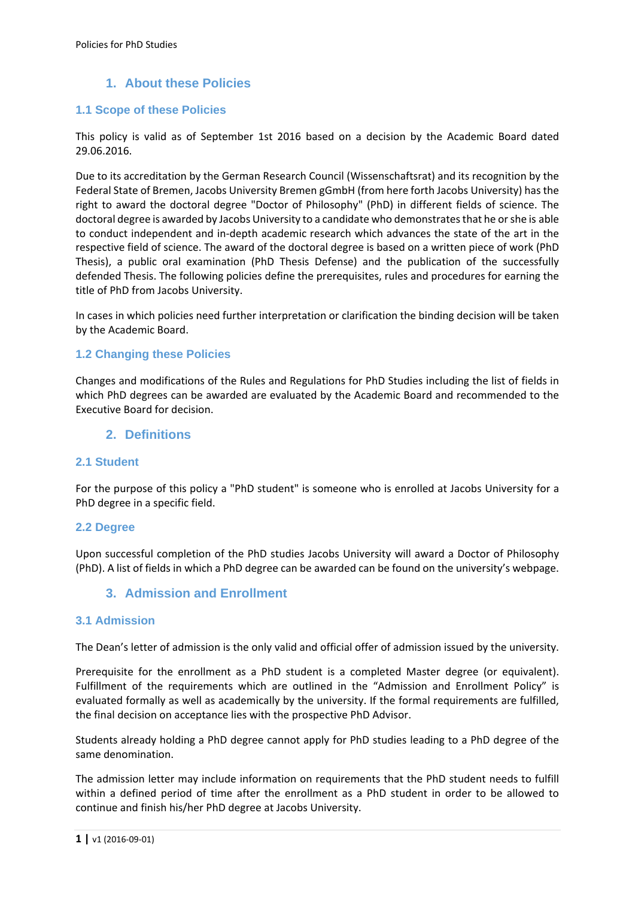# 1. About these Policies

## 1.1 Scope of these Policies

This policy is valid as of September 1st 2016 based on a decision by the Academic Board dated 29.06.2016.

Due to its accreditation by the German Research Council (Wissenschaftsrat) and its recognition by the Federal State of Bremen, Jacobs University Bremen gGmbH (from here forth Jacobs University) has the right to award the doctoral degree "Doctor of Philosophy" (PhD) in different fields of science. The doctoral degree is awarded by Jacobs University to a candidate who demonstrates that he or she is able to conduct independent and in-depth academic research which advances the state of the art in the respective field of science. The award of the doctoral degree is based on a written piece of work (PhD Thesis), a public oral examination (PhD Thesis Defense) and the publication of the successfully defended Thesis. The following policies define the prerequisites, rules and procedures for earning the title of PhD from Jacobs University.

In cases in which policies need further interpretation or clarification the binding decision will be taken by the Academic Board.

## 1.2 Changing these Policies

Changes and modifications of the Rules and Regulations for PhD Studies including the list of fields in which PhD degrees can be awarded are evaluated by the Academic Board and recommended to the Executive Board for decision.

# 2. Definitions

## 2.1 Student

For the purpose of this policy a "PhD student" is someone who is enrolled at Jacobs University for a PhD degree in a specific field.

## 2.2 Degree

Upon successful completion of the PhD studies Jacobs University will award a Doctor of Philosophy (PhD). A list of fields in which a PhD degree can be awarded can be found on the university's webpage.

# 3. Admission and Enrollment

## 3.1 Admission

The Dean's letter of admission is the only valid and official offer of admission issued by the university.

Prerequisite for the enrollment as a PhD student is a completed Master degree (or equivalent). Fulfillment of the requirements which are outlined in the "Admission and Enrollment Policy" is evaluated formally as well as academically by the university. If the formal requirements are fulfilled, the final decision on acceptance lies with the prospective PhD Advisor.

Students already holding a PhD degree cannot apply for PhD studies leading to a PhD degree of the same denomination.

The admission letter may include information on requirements that the PhD student needs to fulfill within a defined period of time after the enrollment as a PhD student in order to be allowed to continue and finish his/her PhD degree at Jacobs University.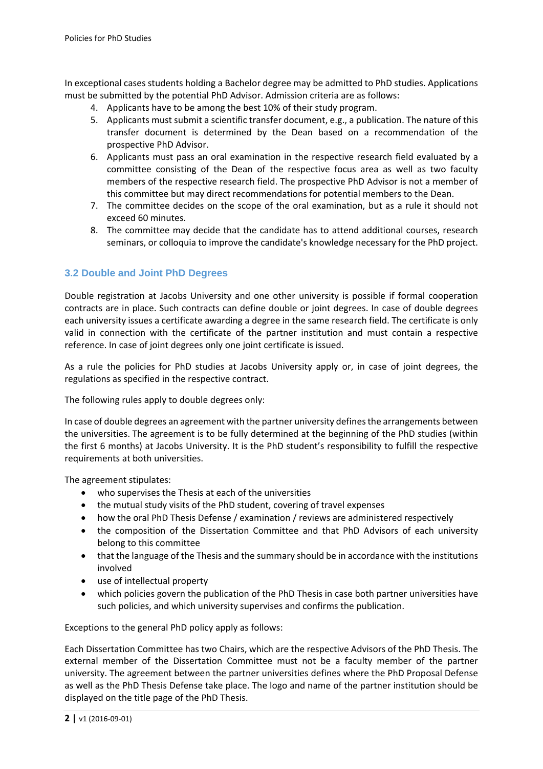In exceptional cases students holding a Bachelor degree may be admitted to PhD studies. Applications must be submitted by the potential PhD Advisor. Admission criteria are as follows:

4. Applicants have to be among the best 10% of their study program.
5. Applicants must submit a scientific transfer document, e.g., a publication. The nature of this transfer document is determined by the Dean based on a recommendation of the prospective PhD Advisor.
6. Applicants must pass an oral examination in the respective research field evaluated by a committee consisting of the Dean of the respective focus area as well as two faculty members of the respective research field. The prospective PhD Advisor is not a member of this committee but may direct recommendations for potential members to the Dean.
7. The committee decides on the scope of the oral examination, but as a rule it should not exceed 60 minutes.
8. The committee may decide that the candidate has to attend additional courses, research seminars, or colloquia to improve the candidate's knowledge necessary for the PhD project.

### 3.2 Double and Joint PhD Degrees

Double registration at Jacobs University and one other university is possible if formal cooperation contracts are in place. Such contracts can define double or joint degrees. In case of double degrees each university issues a certificate awarding a degree in the same research field. The certificate is only valid in connection with the certificate of the partner institution and must contain a respective reference. In case of joint degrees only one joint certificate is issued.

As a rule the policies for PhD studies at Jacobs University apply or, in case of joint degrees, the regulations as specified in the respective contract.

The following rules apply to double degrees only:

In case of double degrees an agreement with the partner university defines the arrangements between the universities. The agreement is to be fully determined at the beginning of the PhD studies (within the first 6 months) at Jacobs University. It is the PhD student's responsibility to fulfill the respective requirements at both universities.

The agreement stipulates:

- who supervises the Thesis at each of the universities
- the mutual study visits of the PhD student, covering of travel expenses
- how the oral PhD Thesis Defense / examination / reviews are administered respectively
- the composition of the Dissertation Committee and that PhD Advisors of each university belong to this committee
- that the language of the Thesis and the summary should be in accordance with the institutions involved
- use of intellectual property
- which policies govern the publication of the PhD Thesis in case both partner universities have such policies, and which university supervises and confirms the publication.

Exceptions to the general PhD policy apply as follows:

Each Dissertation Committee has two Chairs, which are the respective Advisors of the PhD Thesis. The external member of the Dissertation Committee must not be a faculty member of the partner university. The agreement between the partner universities defines where the PhD Proposal Defense as well as the PhD Thesis Defense take place. The logo and name of the partner institution should be displayed on the title page of the PhD Thesis.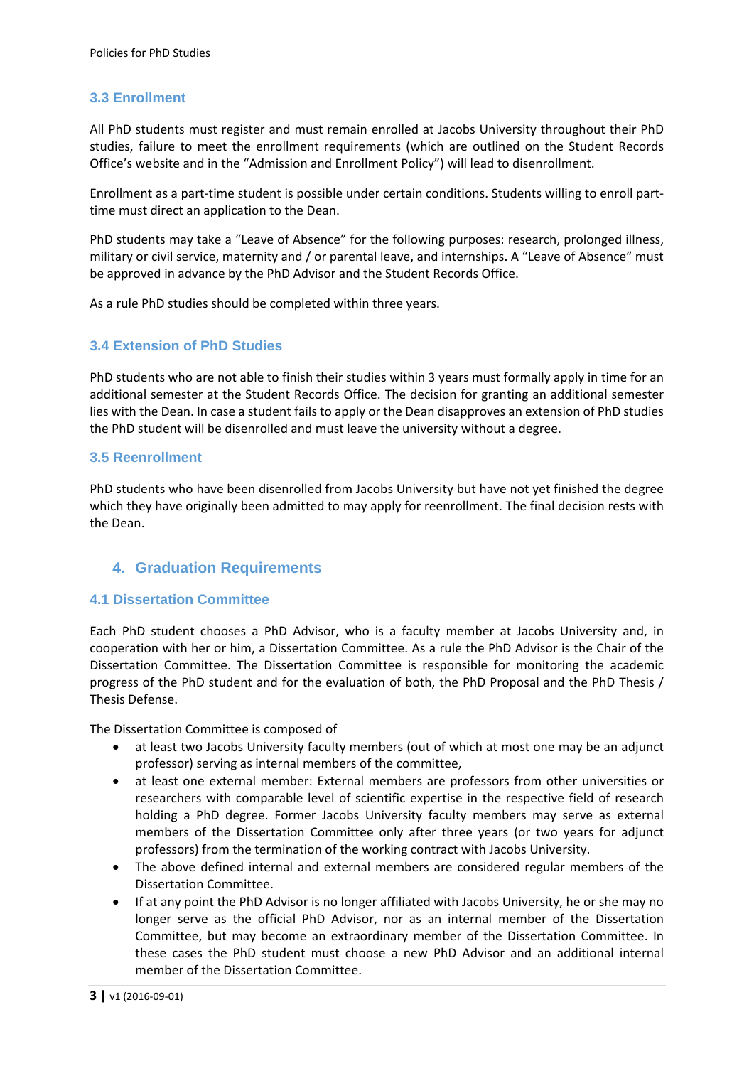### 3.3 Enrollment

All PhD students must register and must remain enrolled at Jacobs University throughout their PhD studies, failure to meet the enrollment requirements (which are outlined on the Student Records Office's website and in the "Admission and Enrollment Policy") will lead to disenrollment.

Enrollment as a part-time student is possible under certain conditions. Students willing to enroll part-time must direct an application to the Dean.

PhD students may take a "Leave of Absence" for the following purposes: research, prolonged illness, military or civil service, maternity and / or parental leave, and internships. A "Leave of Absence" must be approved in advance by the PhD Advisor and the Student Records Office.

As a rule PhD studies should be completed within three years.

### 3.4 Extension of PhD Studies

PhD students who are not able to finish their studies within 3 years must formally apply in time for an additional semester at the Student Records Office. The decision for granting an additional semester lies with the Dean. In case a student fails to apply or the Dean disapproves an extension of PhD studies the PhD student will be disenrolled and must leave the university without a degree.

### 3.5 Reenrollment

PhD students who have been disenrolled from Jacobs University but have not yet finished the degree which they have originally been admitted to may apply for reenrollment. The final decision rests with the Dean.

## 4. Graduation Requirements

### 4.1 Dissertation Committee

Each PhD student chooses a PhD Advisor, who is a faculty member at Jacobs University and, in cooperation with her or him, a Dissertation Committee. As a rule the PhD Advisor is the Chair of the Dissertation Committee. The Dissertation Committee is responsible for monitoring the academic progress of the PhD student and for the evaluation of both, the PhD Proposal and the PhD Thesis / Thesis Defense.

The Dissertation Committee is composed of

- at least two Jacobs University faculty members (out of which at most one may be an adjunct professor) serving as internal members of the committee,
- at least one external member: External members are professors from other universities or researchers with comparable level of scientific expertise in the respective field of research holding a PhD degree. Former Jacobs University faculty members may serve as external members of the Dissertation Committee only after three years (or two years for adjunct professors) from the termination of the working contract with Jacobs University.
- The above defined internal and external members are considered regular members of the Dissertation Committee.
- If at any point the PhD Advisor is no longer affiliated with Jacobs University, he or she may no longer serve as the official PhD Advisor, nor as an internal member of the Dissertation Committee, but may become an extraordinary member of the Dissertation Committee. In these cases the PhD student must choose a new PhD Advisor and an additional internal member of the Dissertation Committee.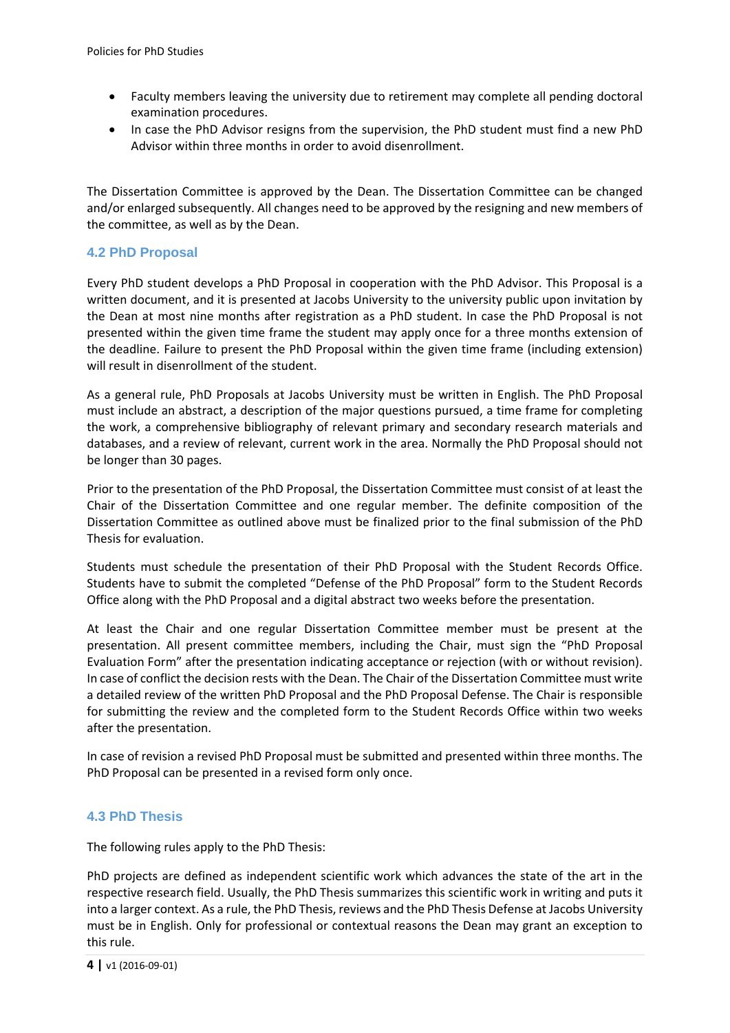- Faculty members leaving the university due to retirement may complete all pending doctoral examination procedures.
- In case the PhD Advisor resigns from the supervision, the PhD student must find a new PhD Advisor within three months in order to avoid disenrollment.

The Dissertation Committee is approved by the Dean. The Dissertation Committee can be changed and/or enlarged subsequently. All changes need to be approved by the resigning and new members of the committee, as well as by the Dean.

### 4.2 PhD Proposal

Every PhD student develops a PhD Proposal in cooperation with the PhD Advisor. This Proposal is a written document, and it is presented at Jacobs University to the university public upon invitation by the Dean at most nine months after registration as a PhD student. In case the PhD Proposal is not presented within the given time frame the student may apply once for a three months extension of the deadline. Failure to present the PhD Proposal within the given time frame (including extension) will result in disenrollment of the student.

As a general rule, PhD Proposals at Jacobs University must be written in English. The PhD Proposal must include an abstract, a description of the major questions pursued, a time frame for completing the work, a comprehensive bibliography of relevant primary and secondary research materials and databases, and a review of relevant, current work in the area. Normally the PhD Proposal should not be longer than 30 pages.

Prior to the presentation of the PhD Proposal, the Dissertation Committee must consist of at least the Chair of the Dissertation Committee and one regular member. The definite composition of the Dissertation Committee as outlined above must be finalized prior to the final submission of the PhD Thesis for evaluation.

Students must schedule the presentation of their PhD Proposal with the Student Records Office. Students have to submit the completed "Defense of the PhD Proposal" form to the Student Records Office along with the PhD Proposal and a digital abstract two weeks before the presentation.

At least the Chair and one regular Dissertation Committee member must be present at the presentation. All present committee members, including the Chair, must sign the "PhD Proposal Evaluation Form" after the presentation indicating acceptance or rejection (with or without revision). In case of conflict the decision rests with the Dean. The Chair of the Dissertation Committee must write a detailed review of the written PhD Proposal and the PhD Proposal Defense. The Chair is responsible for submitting the review and the completed form to the Student Records Office within two weeks after the presentation.

In case of revision a revised PhD Proposal must be submitted and presented within three months. The PhD Proposal can be presented in a revised form only once.

### 4.3 PhD Thesis

The following rules apply to the PhD Thesis:

PhD projects are defined as independent scientific work which advances the state of the art in the respective research field. Usually, the PhD Thesis summarizes this scientific work in writing and puts it into a larger context. As a rule, the PhD Thesis, reviews and the PhD Thesis Defense at Jacobs University must be in English. Only for professional or contextual reasons the Dean may grant an exception to this rule.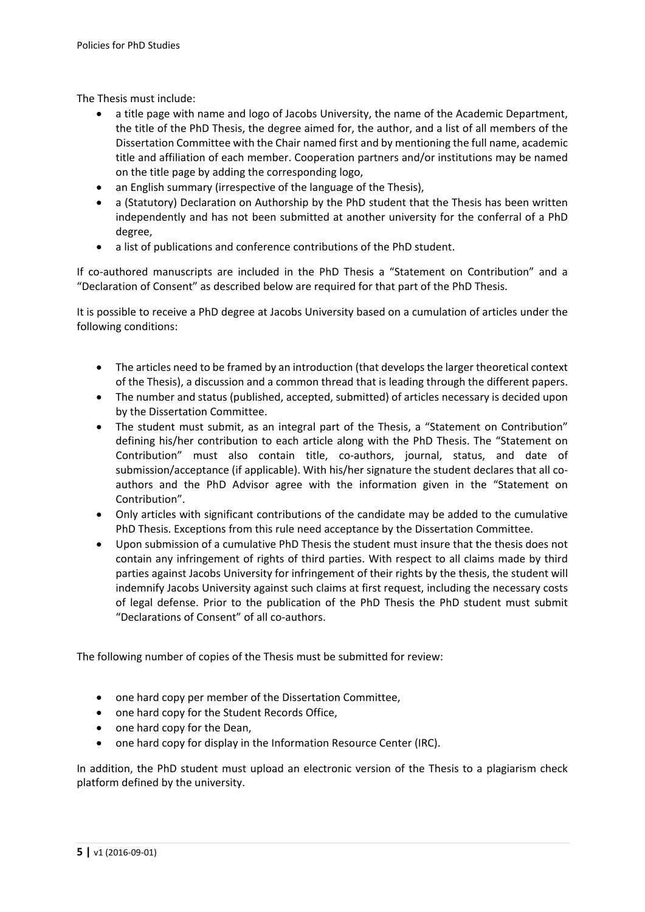The Thesis must include:

- a title page with name and logo of Jacobs University, the name of the Academic Department, the title of the PhD Thesis, the degree aimed for, the author, and a list of all members of the Dissertation Committee with the Chair named first and by mentioning the full name, academic title and affiliation of each member. Cooperation partners and/or institutions may be named on the title page by adding the corresponding logo,
- an English summary (irrespective of the language of the Thesis),
- a (Statutory) Declaration on Authorship by the PhD student that the Thesis has been written independently and has not been submitted at another university for the conferral of a PhD degree,
- a list of publications and conference contributions of the PhD student.

If co-authored manuscripts are included in the PhD Thesis a "Statement on Contribution" and a "Declaration of Consent" as described below are required for that part of the PhD Thesis.

It is possible to receive a PhD degree at Jacobs University based on a cumulation of articles under the following conditions:

- The articles need to be framed by an introduction (that develops the larger theoretical context of the Thesis), a discussion and a common thread that is leading through the different papers.
- The number and status (published, accepted, submitted) of articles necessary is decided upon by the Dissertation Committee.
- The student must submit, as an integral part of the Thesis, a "Statement on Contribution" defining his/her contribution to each article along with the PhD Thesis. The "Statement on Contribution" must also contain title, co-authors, journal, status, and date of submission/acceptance (if applicable). With his/her signature the student declares that all co-authors and the PhD Advisor agree with the information given in the "Statement on Contribution".
- Only articles with significant contributions of the candidate may be added to the cumulative PhD Thesis. Exceptions from this rule need acceptance by the Dissertation Committee.
- Upon submission of a cumulative PhD Thesis the student must insure that the thesis does not contain any infringement of rights of third parties. With respect to all claims made by third parties against Jacobs University for infringement of their rights by the thesis, the student will indemnify Jacobs University against such claims at first request, including the necessary costs of legal defense. Prior to the publication of the PhD Thesis the PhD student must submit "Declarations of Consent" of all co-authors.

The following number of copies of the Thesis must be submitted for review:

- one hard copy per member of the Dissertation Committee,
- one hard copy for the Student Records Office,
- one hard copy for the Dean,
- one hard copy for display in the Information Resource Center (IRC).

In addition, the PhD student must upload an electronic version of the Thesis to a plagiarism check platform defined by the university.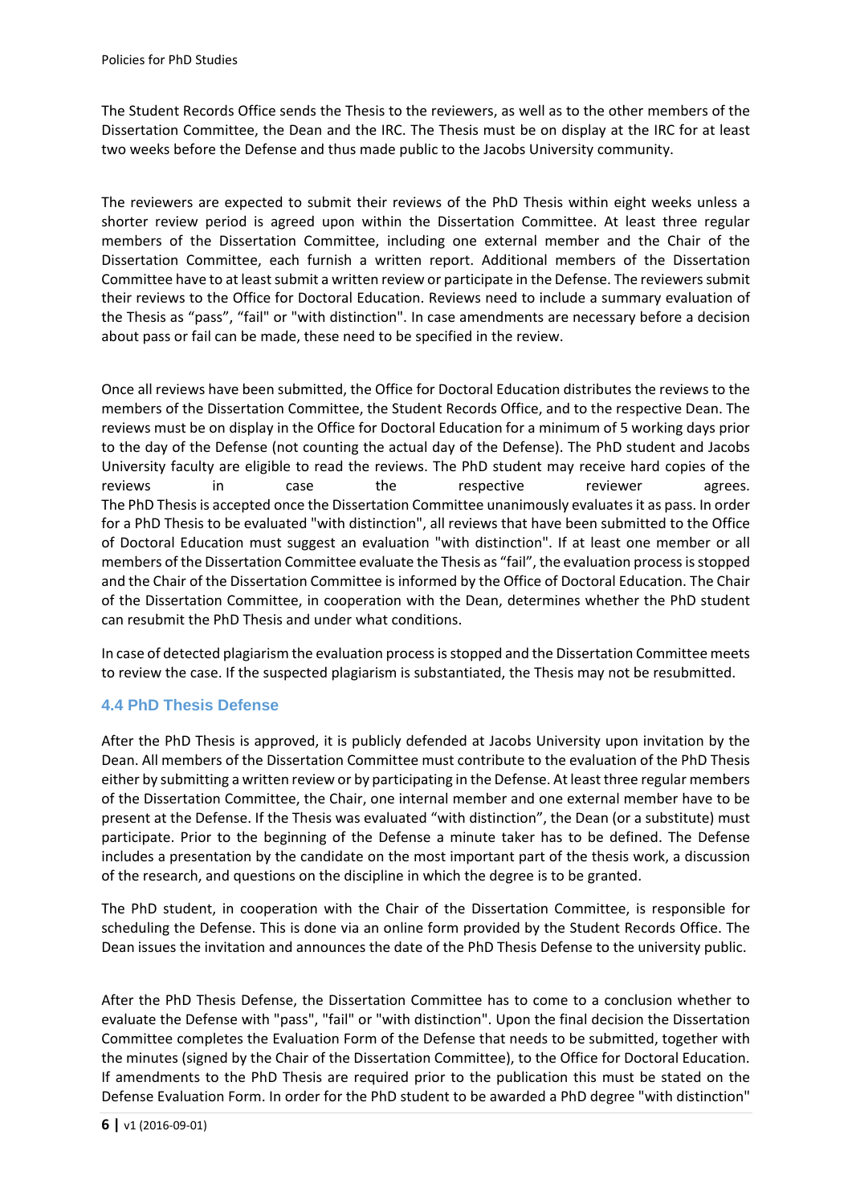The Student Records Office sends the Thesis to the reviewers, as well as to the other members of the Dissertation Committee, the Dean and the IRC. The Thesis must be on display at the IRC for at least two weeks before the Defense and thus made public to the Jacobs University community.

The reviewers are expected to submit their reviews of the PhD Thesis within eight weeks unless a shorter review period is agreed upon within the Dissertation Committee. At least three regular members of the Dissertation Committee, including one external member and the Chair of the Dissertation Committee, each furnish a written report. Additional members of the Dissertation Committee have to at least submit a written review or participate in the Defense. The reviewers submit their reviews to the Office for Doctoral Education. Reviews need to include a summary evaluation of the Thesis as "pass", "fail" or "with distinction". In case amendments are necessary before a decision about pass or fail can be made, these need to be specified in the review.

Once all reviews have been submitted, the Office for Doctoral Education distributes the reviews to the members of the Dissertation Committee, the Student Records Office, and to the respective Dean. The reviews must be on display in the Office for Doctoral Education for a minimum of 5 working days prior to the day of the Defense (not counting the actual day of the Defense). The PhD student and Jacobs University faculty are eligible to read the reviews. The PhD student may receive hard copies of the reviews in case the respective reviewer agrees.
The PhD Thesis is accepted once the Dissertation Committee unanimously evaluates it as pass. In order for a PhD Thesis to be evaluated "with distinction", all reviews that have been submitted to the Office of Doctoral Education must suggest an evaluation "with distinction". If at least one member or all members of the Dissertation Committee evaluate the Thesis as "fail", the evaluation process is stopped and the Chair of the Dissertation Committee is informed by the Office of Doctoral Education. The Chair of the Dissertation Committee, in cooperation with the Dean, determines whether the PhD student can resubmit the PhD Thesis and under what conditions.

In case of detected plagiarism the evaluation process is stopped and the Dissertation Committee meets to review the case. If the suspected plagiarism is substantiated, the Thesis may not be resubmitted.

### 4.4 PhD Thesis Defense

After the PhD Thesis is approved, it is publicly defended at Jacobs University upon invitation by the Dean. All members of the Dissertation Committee must contribute to the evaluation of the PhD Thesis either by submitting a written review or by participating in the Defense. At least three regular members of the Dissertation Committee, the Chair, one internal member and one external member have to be present at the Defense. If the Thesis was evaluated "with distinction", the Dean (or a substitute) must participate. Prior to the beginning of the Defense a minute taker has to be defined. The Defense includes a presentation by the candidate on the most important part of the thesis work, a discussion of the research, and questions on the discipline in which the degree is to be granted.

The PhD student, in cooperation with the Chair of the Dissertation Committee, is responsible for scheduling the Defense. This is done via an online form provided by the Student Records Office. The Dean issues the invitation and announces the date of the PhD Thesis Defense to the university public.

After the PhD Thesis Defense, the Dissertation Committee has to come to a conclusion whether to evaluate the Defense with "pass", "fail" or "with distinction". Upon the final decision the Dissertation Committee completes the Evaluation Form of the Defense that needs to be submitted, together with the minutes (signed by the Chair of the Dissertation Committee), to the Office for Doctoral Education. If amendments to the PhD Thesis are required prior to the publication this must be stated on the Defense Evaluation Form. In order for the PhD student to be awarded a PhD degree "with distinction"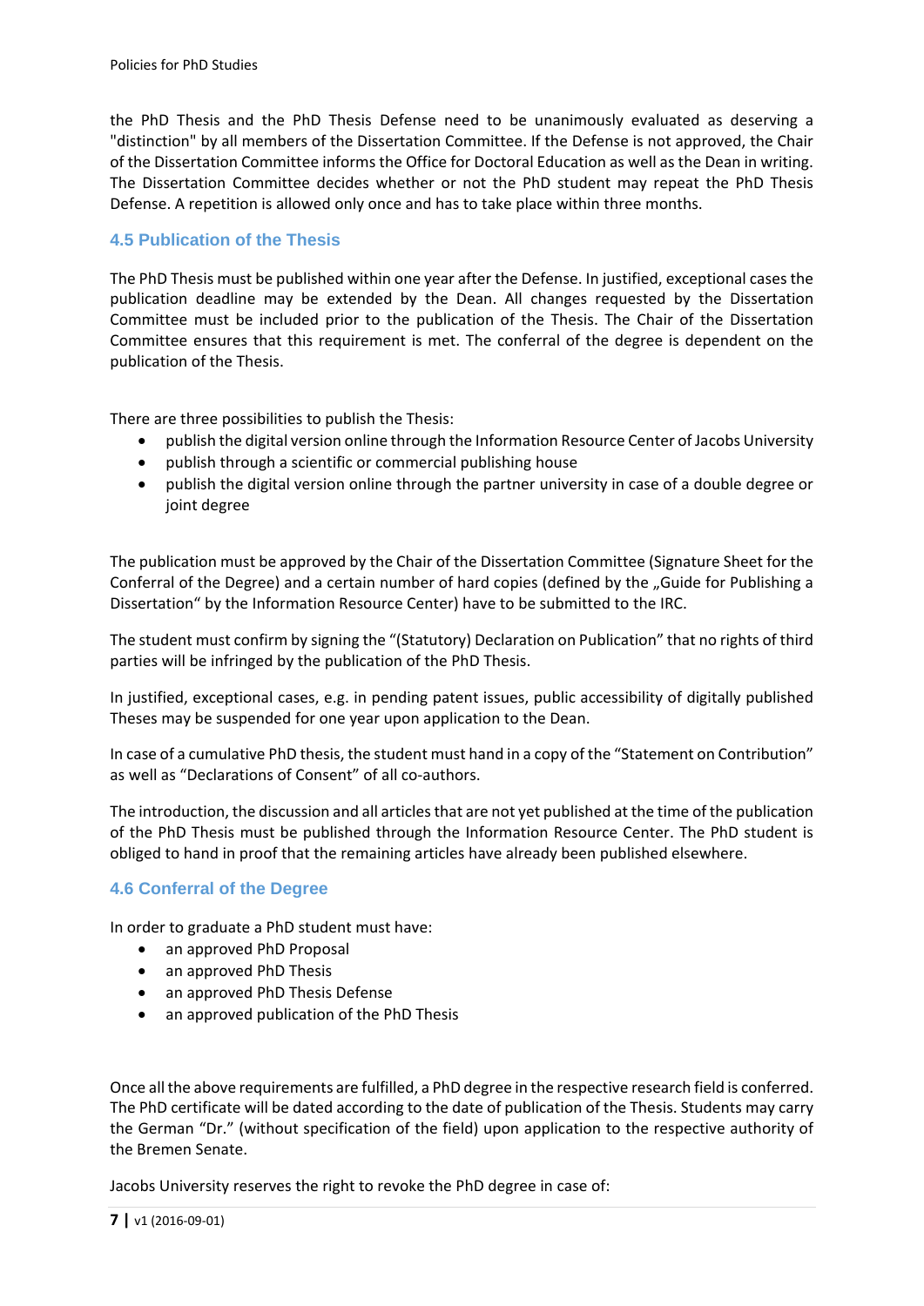the PhD Thesis and the PhD Thesis Defense need to be unanimously evaluated as deserving a "distinction" by all members of the Dissertation Committee. If the Defense is not approved, the Chair of the Dissertation Committee informs the Office for Doctoral Education as well as the Dean in writing. The Dissertation Committee decides whether or not the PhD student may repeat the PhD Thesis Defense. A repetition is allowed only once and has to take place within three months.

### 4.5 Publication of the Thesis

The PhD Thesis must be published within one year after the Defense. In justified, exceptional cases the publication deadline may be extended by the Dean. All changes requested by the Dissertation Committee must be included prior to the publication of the Thesis. The Chair of the Dissertation Committee ensures that this requirement is met. The conferral of the degree is dependent on the publication of the Thesis.

There are three possibilities to publish the Thesis:

- publish the digital version online through the Information Resource Center of Jacobs University
- publish through a scientific or commercial publishing house
- publish the digital version online through the partner university in case of a double degree or joint degree

The publication must be approved by the Chair of the Dissertation Committee (Signature Sheet for the Conferral of the Degree) and a certain number of hard copies (defined by the „Guide for Publishing a Dissertation" by the Information Resource Center) have to be submitted to the IRC.

The student must confirm by signing the "(Statutory) Declaration on Publication" that no rights of third parties will be infringed by the publication of the PhD Thesis.

In justified, exceptional cases, e.g. in pending patent issues, public accessibility of digitally published Theses may be suspended for one year upon application to the Dean.

In case of a cumulative PhD thesis, the student must hand in a copy of the "Statement on Contribution" as well as "Declarations of Consent" of all co-authors.

The introduction, the discussion and all articles that are not yet published at the time of the publication of the PhD Thesis must be published through the Information Resource Center. The PhD student is obliged to hand in proof that the remaining articles have already been published elsewhere.

### 4.6 Conferral of the Degree

In order to graduate a PhD student must have:

- an approved PhD Proposal
- an approved PhD Thesis
- an approved PhD Thesis Defense
- an approved publication of the PhD Thesis

Once all the above requirements are fulfilled, a PhD degree in the respective research field is conferred. The PhD certificate will be dated according to the date of publication of the Thesis. Students may carry the German "Dr." (without specification of the field) upon application to the respective authority of the Bremen Senate.

Jacobs University reserves the right to revoke the PhD degree in case of: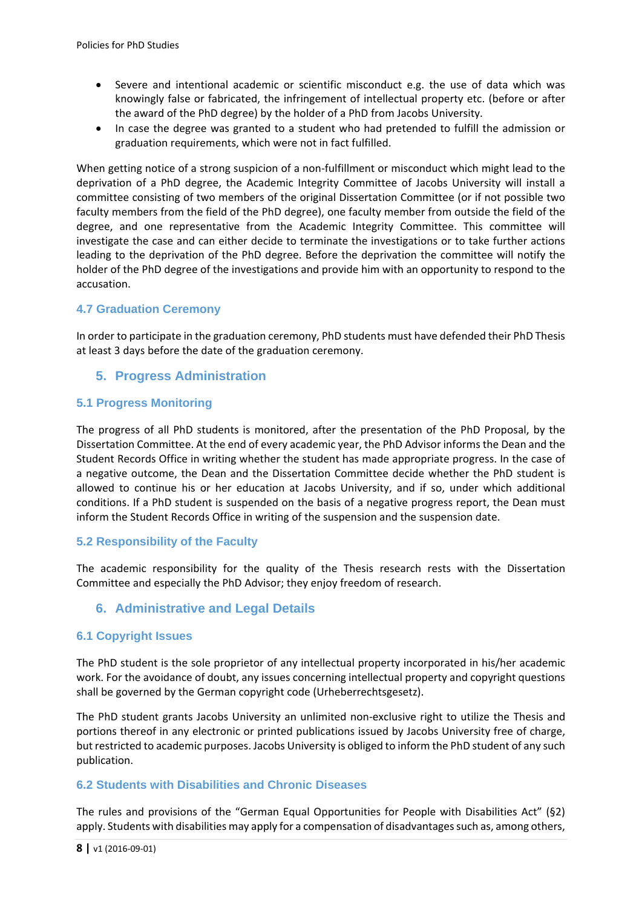- Severe and intentional academic or scientific misconduct e.g. the use of data which was knowingly false or fabricated, the infringement of intellectual property etc. (before or after the award of the PhD degree) by the holder of a PhD from Jacobs University.
- In case the degree was granted to a student who had pretended to fulfill the admission or graduation requirements, which were not in fact fulfilled.

When getting notice of a strong suspicion of a non-fulfillment or misconduct which might lead to the deprivation of a PhD degree, the Academic Integrity Committee of Jacobs University will install a committee consisting of two members of the original Dissertation Committee (or if not possible two faculty members from the field of the PhD degree), one faculty member from outside the field of the degree, and one representative from the Academic Integrity Committee. This committee will investigate the case and can either decide to terminate the investigations or to take further actions leading to the deprivation of the PhD degree. Before the deprivation the committee will notify the holder of the PhD degree of the investigations and provide him with an opportunity to respond to the accusation.

### 4.7 Graduation Ceremony

In order to participate in the graduation ceremony, PhD students must have defended their PhD Thesis at least 3 days before the date of the graduation ceremony.

## 5. Progress Administration

### 5.1 Progress Monitoring

The progress of all PhD students is monitored, after the presentation of the PhD Proposal, by the Dissertation Committee. At the end of every academic year, the PhD Advisor informs the Dean and the Student Records Office in writing whether the student has made appropriate progress. In the case of a negative outcome, the Dean and the Dissertation Committee decide whether the PhD student is allowed to continue his or her education at Jacobs University, and if so, under which additional conditions. If a PhD student is suspended on the basis of a negative progress report, the Dean must inform the Student Records Office in writing of the suspension and the suspension date.

### 5.2 Responsibility of the Faculty

The academic responsibility for the quality of the Thesis research rests with the Dissertation Committee and especially the PhD Advisor; they enjoy freedom of research.

## 6. Administrative and Legal Details

### 6.1 Copyright Issues

The PhD student is the sole proprietor of any intellectual property incorporated in his/her academic work. For the avoidance of doubt, any issues concerning intellectual property and copyright questions shall be governed by the German copyright code (Urheberrechtsgesetz).

The PhD student grants Jacobs University an unlimited non-exclusive right to utilize the Thesis and portions thereof in any electronic or printed publications issued by Jacobs University free of charge, but restricted to academic purposes. Jacobs University is obliged to inform the PhD student of any such publication.

### 6.2 Students with Disabilities and Chronic Diseases

The rules and provisions of the “German Equal Opportunities for People with Disabilities Act” (§2) apply. Students with disabilities may apply for a compensation of disadvantages such as, among others,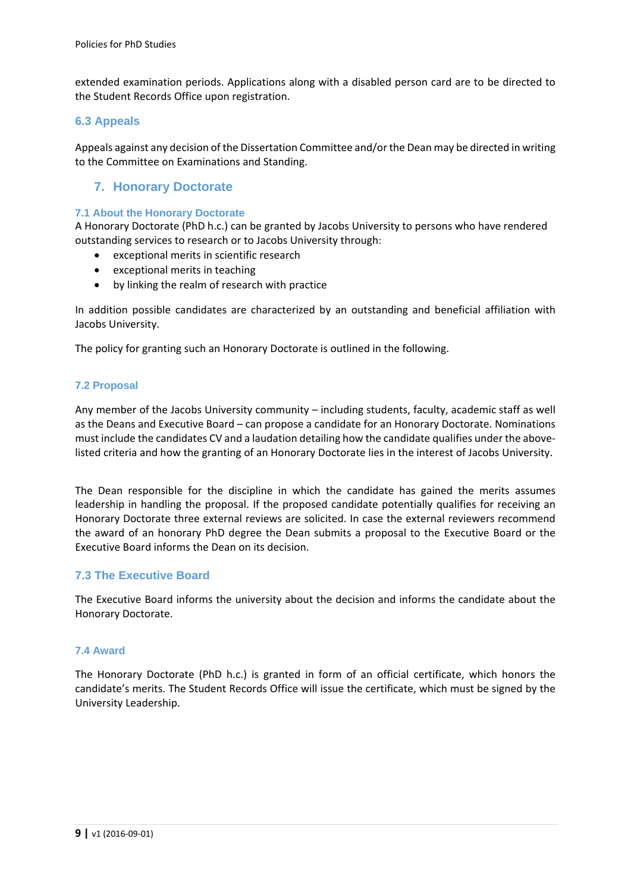extended examination periods. Applications along with a disabled person card are to be directed to the Student Records Office upon registration.

### 6.3 Appeals

Appeals against any decision of the Dissertation Committee and/or the Dean may be directed in writing to the Committee on Examinations and Standing.

## 7. Honorary Doctorate

### 7.1 About the Honorary Doctorate

A Honorary Doctorate (PhD h.c.) can be granted by Jacobs University to persons who have rendered outstanding services to research or to Jacobs University through:

- exceptional merits in scientific research
- exceptional merits in teaching
- by linking the realm of research with practice

In addition possible candidates are characterized by an outstanding and beneficial affiliation with Jacobs University.

The policy for granting such an Honorary Doctorate is outlined in the following.

### 7.2 Proposal

Any member of the Jacobs University community – including students, faculty, academic staff as well as the Deans and Executive Board – can propose a candidate for an Honorary Doctorate. Nominations must include the candidates CV and a laudation detailing how the candidate qualifies under the above-listed criteria and how the granting of an Honorary Doctorate lies in the interest of Jacobs University.

The Dean responsible for the discipline in which the candidate has gained the merits assumes leadership in handling the proposal. If the proposed candidate potentially qualifies for receiving an Honorary Doctorate three external reviews are solicited. In case the external reviewers recommend the award of an honorary PhD degree the Dean submits a proposal to the Executive Board or the Executive Board informs the Dean on its decision.

### 7.3 The Executive Board

The Executive Board informs the university about the decision and informs the candidate about the Honorary Doctorate.

### 7.4 Award

The Honorary Doctorate (PhD h.c.) is granted in form of an official certificate, which honors the candidate's merits. The Student Records Office will issue the certificate, which must be signed by the University Leadership.